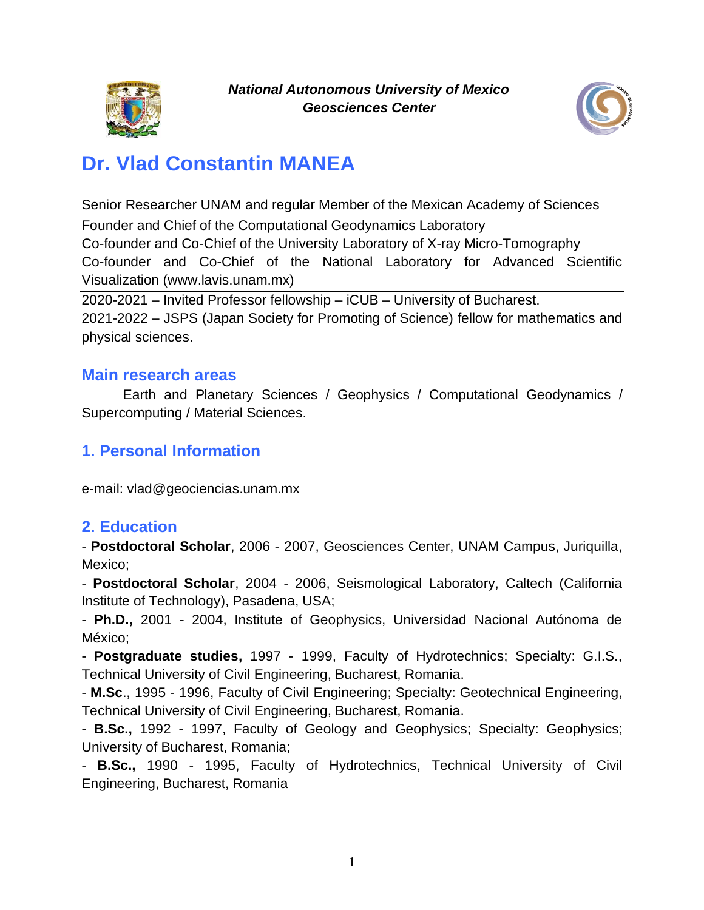***National Autonomous University of Mexico***
***Geosciences Center***

# Dr. Vlad Constantin MANEA

Senior Researcher UNAM and regular Member of the Mexican Academy of Sciences

Founder and Chief of the Computational Geodynamics Laboratory
Co-founder and Co-Chief of the University Laboratory of X-ray Micro-Tomography
Co-founder and Co-Chief of the National Laboratory for Advanced Scientific Visualization (www.lavis.unam.mx)

2020-2021 – Invited Professor fellowship – iCUB – University of Bucharest.
2021-2022 – JSPS (Japan Society for Promoting of Science) fellow for mathematics and physical sciences.

## Main research areas

Earth and Planetary Sciences / Geophysics / Computational Geodynamics / Supercomputing / Material Sciences.

## 1. Personal Information

e-mail: vlad@geociencias.unam.mx

## 2. Education

- **Postdoctoral Scholar**, 2006 - 2007, Geosciences Center, UNAM Campus, Juriquilla, Mexico;
- **Postdoctoral Scholar**, 2004 - 2006, Seismological Laboratory, Caltech (California Institute of Technology), Pasadena, USA;
- **Ph.D.,** 2001 - 2004, Institute of Geophysics, Universidad Nacional Autónoma de México;
- **Postgraduate studies,** 1997 - 1999, Faculty of Hydrotechnics; Specialty: G.I.S., Technical University of Civil Engineering, Bucharest, Romania.
- **M.Sc**., 1995 - 1996, Faculty of Civil Engineering; Specialty: Geotechnical Engineering, Technical University of Civil Engineering, Bucharest, Romania.
- **B.Sc.,** 1992 - 1997, Faculty of Geology and Geophysics; Specialty: Geophysics; University of Bucharest, Romania;
- **B.Sc.,** 1990 - 1995, Faculty of Hydrotechnics, Technical University of Civil Engineering, Bucharest, Romania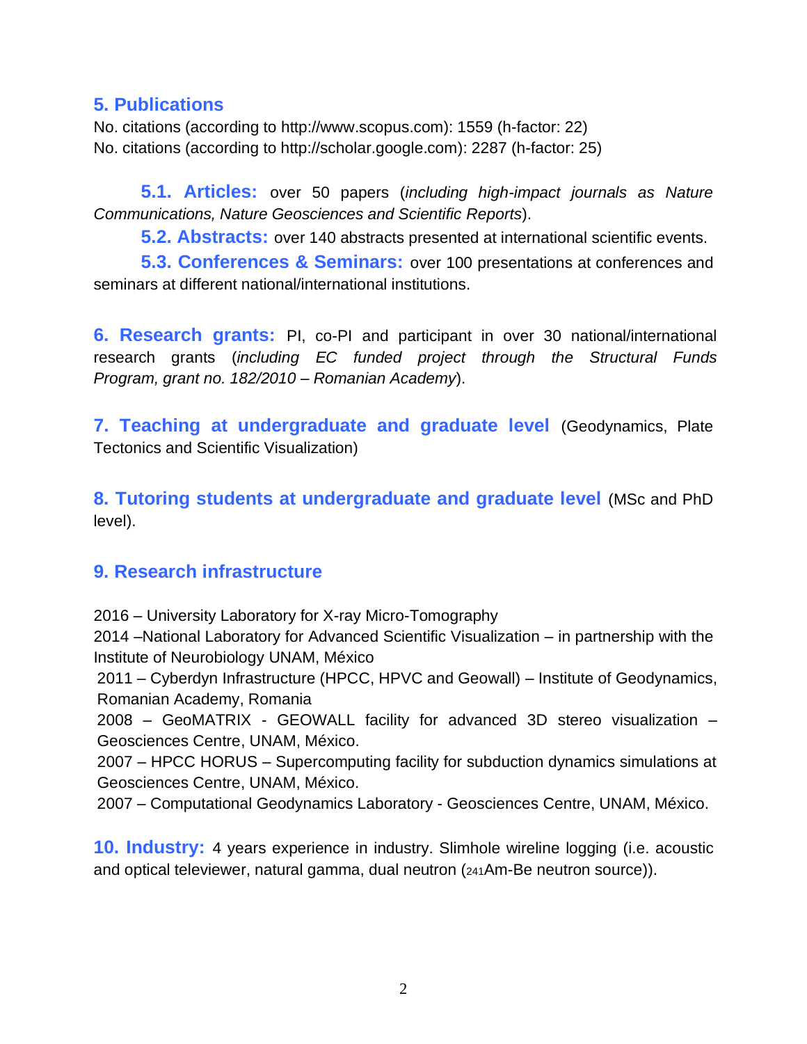## 5. Publications

No. citations (according to http://www.scopus.com): 1559 (h-factor: 22)
No. citations (according to http://scholar.google.com): 2287 (h-factor: 25)

### 5.1. Articles:

over 50 papers (*including high-impact journals as Nature Communications, Nature Geosciences and Scientific Reports*).

### 5.2. Abstracts:

over 140 abstracts presented at international scientific events.

### 5.3. Conferences & Seminars:

over 100 presentations at conferences and seminars at different national/international institutions.

## 6. Research grants:

PI, co-PI and participant in over 30 national/international research grants (*including EC funded project through the Structural Funds Program, grant no. 182/2010 – Romanian Academy*).

## 7. Teaching at undergraduate and graduate level

(Geodynamics, Plate Tectonics and Scientific Visualization)

## 8. Tutoring students at undergraduate and graduate level

(MSc and PhD level).

## 9. Research infrastructure

2016 – University Laboratory for X-ray Micro-Tomography
2014 –National Laboratory for Advanced Scientific Visualization – in partnership with the Institute of Neurobiology UNAM, México
2011 – Cyberdyn Infrastructure (HPCC, HPVC and Geowall) – Institute of Geodynamics, Romanian Academy, Romania
2008 – GeoMATRIX - GEOWALL facility for advanced 3D stereo visualization – Geosciences Centre, UNAM, México.
2007 – HPCC HORUS – Supercomputing facility for subduction dynamics simulations at Geosciences Centre, UNAM, México.
2007 – Computational Geodynamics Laboratory - Geosciences Centre, UNAM, México.

## 10. Industry:

4 years experience in industry. Slimhole wireline logging (i.e. acoustic and optical televiewer, natural gamma, dual neutron ($_{241}$Am-Be neutron source)).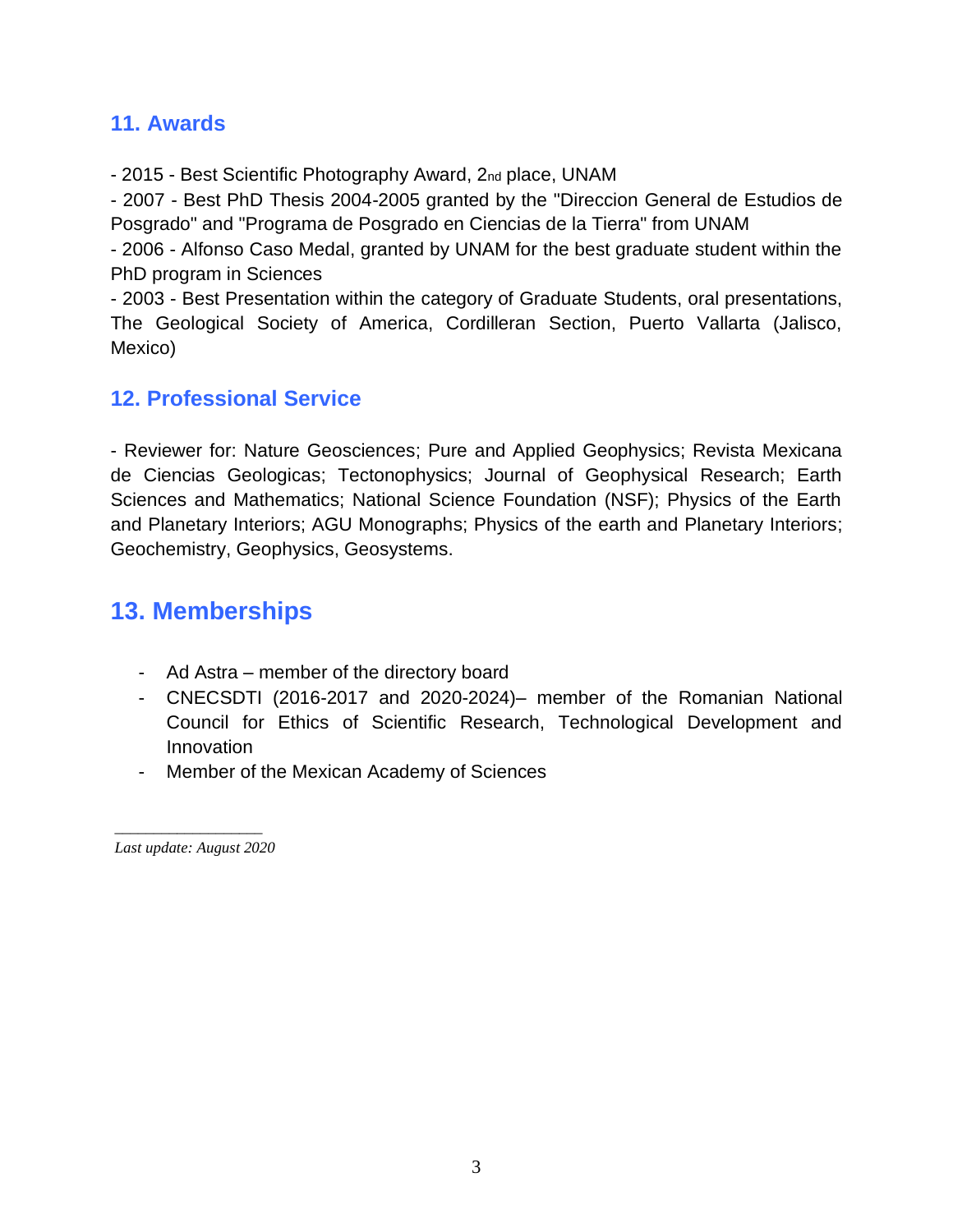## 11. Awards

- 2015 - Best Scientific Photography Award, 2nd place, UNAM
- 2007 - Best PhD Thesis 2004-2005 granted by the "Direccion General de Estudios de Posgrado" and "Programa de Posgrado en Ciencias de la Tierra" from UNAM
- 2006 - Alfonso Caso Medal, granted by UNAM for the best graduate student within the PhD program in Sciences
- 2003 - Best Presentation within the category of Graduate Students, oral presentations, The Geological Society of America, Cordilleran Section, Puerto Vallarta (Jalisco, Mexico)

## 12. Professional Service

- Reviewer for: Nature Geosciences; Pure and Applied Geophysics; Revista Mexicana de Ciencias Geologicas; Tectonophysics; Journal of Geophysical Research; Earth Sciences and Mathematics; National Science Foundation (NSF); Physics of the Earth and Planetary Interiors; AGU Monographs; Physics of the earth and Planetary Interiors; Geochemistry, Geophysics, Geosystems.

## 13. Memberships

- Ad Astra – member of the directory board
- CNECSDTI (2016-2017 and 2020-2024)– member of the Romanian National Council for Ethics of Scientific Research, Technological Development and Innovation
- Member of the Mexican Academy of Sciences

---

*Last update: August 2020*